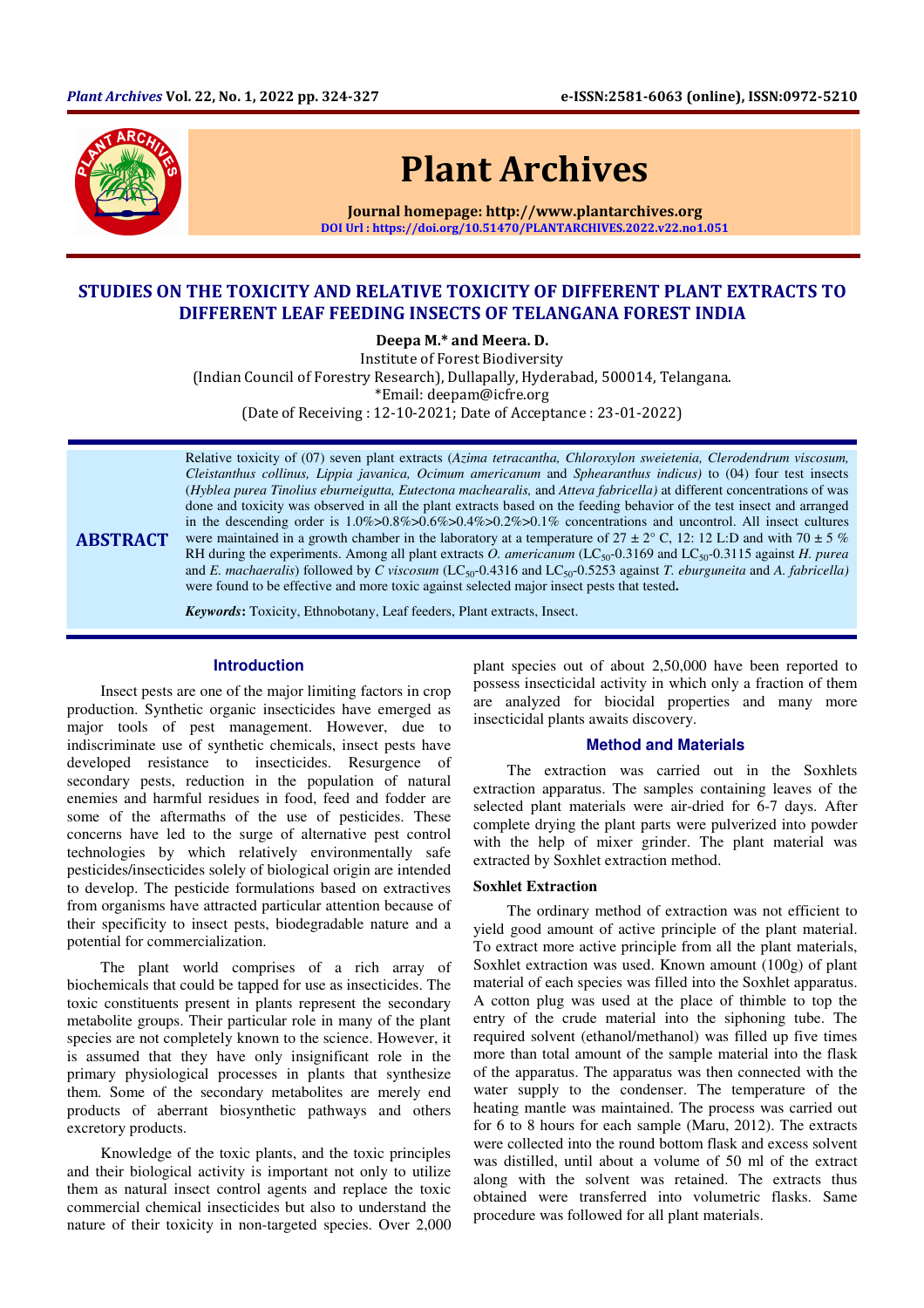Plant Archives

Journal homepage: http://www.plantarchives.org

DOI Url : https://doi.org/10.51470/PLANTARCHIVES.2022.v22.no1.051

# STUDIES ON THE TOXICITY AND RELATIVE TOXICITY OF DIFFERENT PLANT EXTRACTS TO DIFFERENT LEAF FEEDING INSECTS OF TELANGANA FOREST INDIA

**Deepa M.\* and Meera. D.**

Institute of Forest Biodiversity

(Indian Council of Forestry Research), Dullapally, Hyderabad, 500014, Telangana.

\*Email: deepam@icfre.org

(Date of Receiving : 12-10-2021; Date of Acceptance : 23-01-2022)

## ABSTRACT

Relative toxicity of (07) seven plant extracts (*Azima tetracantha, Chloroxylon sweietenia, Clerodendrum viscosum, Cleistanthus collinus, Lippia javanica, Ocimum americanum* and *Sphearanthus indicus)* to (04) four test insects (*Hyblea purea Tinolius eburneigutta, Eutectona machearalis,* and *Atteva fabricella)* at different concentrations of was done and toxicity was observed in all the plant extracts based on the feeding behavior of the test insect and arranged in the descending order is 1.0%>0.8%>0.6%>0.4%>0.2%>0.1% concentrations and uncontrol. All insect cultures were maintained in a growth chamber in the laboratory at a temperature of 27 ± 2° C, 12: 12 L:D and with 70 ± 5 % RH during the experiments. Among all plant extracts *O. americanum* ($LC_{50}$-0.3169 and $LC_{50}$-0.3115 against *H. purea* and *E. machaeralis*) followed by *C viscosum* ($LC_{50}$-0.4316 and $LC_{50}$-0.5253 against *T. eburguneita* and *A. fabricella)* were found to be effective and more toxic against selected major insect pests that tested**.**

***Keywords*:** Toxicity, Ethnobotany, Leaf feeders, Plant extracts, Insect.

## Introduction

Insect pests are one of the major limiting factors in crop production. Synthetic organic insecticides have emerged as major tools of pest management. However, due to indiscriminate use of synthetic chemicals, insect pests have developed resistance to insecticides. Resurgence of secondary pests, reduction in the population of natural enemies and harmful residues in food, feed and fodder are some of the aftermaths of the use of pesticides. These concerns have led to the surge of alternative pest control technologies by which relatively environmentally safe pesticides/insecticides solely of biological origin are intended to develop. The pesticide formulations based on extractives from organisms have attracted particular attention because of their specificity to insect pests, biodegradable nature and a potential for commercialization.

The plant world comprises of a rich array of biochemicals that could be tapped for use as insecticides. The toxic constituents present in plants represent the secondary metabolite groups. Their particular role in many of the plant species are not completely known to the science. However, it is assumed that they have only insignificant role in the primary physiological processes in plants that synthesize them. Some of the secondary metabolites are merely end products of aberrant biosynthetic pathways and others excretory products.

Knowledge of the toxic plants, and the toxic principles and their biological activity is important not only to utilize them as natural insect control agents and replace the toxic commercial chemical insecticides but also to understand the nature of their toxicity in non-targeted species. Over 2,000 plant species out of about 2,50,000 have been reported to possess insecticidal activity in which only a fraction of them are analyzed for biocidal properties and many more insecticidal plants awaits discovery.

## Method and Materials

The extraction was carried out in the Soxhlets extraction apparatus. The samples containing leaves of the selected plant materials were air-dried for 6-7 days. After complete drying the plant parts were pulverized into powder with the help of mixer grinder. The plant material was extracted by Soxhlet extraction method.

### Soxhlet Extraction

The ordinary method of extraction was not efficient to yield good amount of active principle of the plant material. To extract more active principle from all the plant materials, Soxhlet extraction was used. Known amount (100g) of plant material of each species was filled into the Soxhlet apparatus. A cotton plug was used at the place of thimble to top the entry of the crude material into the siphoning tube. The required solvent (ethanol/methanol) was filled up five times more than total amount of the sample material into the flask of the apparatus. The apparatus was then connected with the water supply to the condenser. The temperature of the heating mantle was maintained. The process was carried out for 6 to 8 hours for each sample (Maru, 2012). The extracts were collected into the round bottom flask and excess solvent was distilled, until about a volume of 50 ml of the extract along with the solvent was retained. The extracts thus obtained were transferred into volumetric flasks. Same procedure was followed for all plant materials.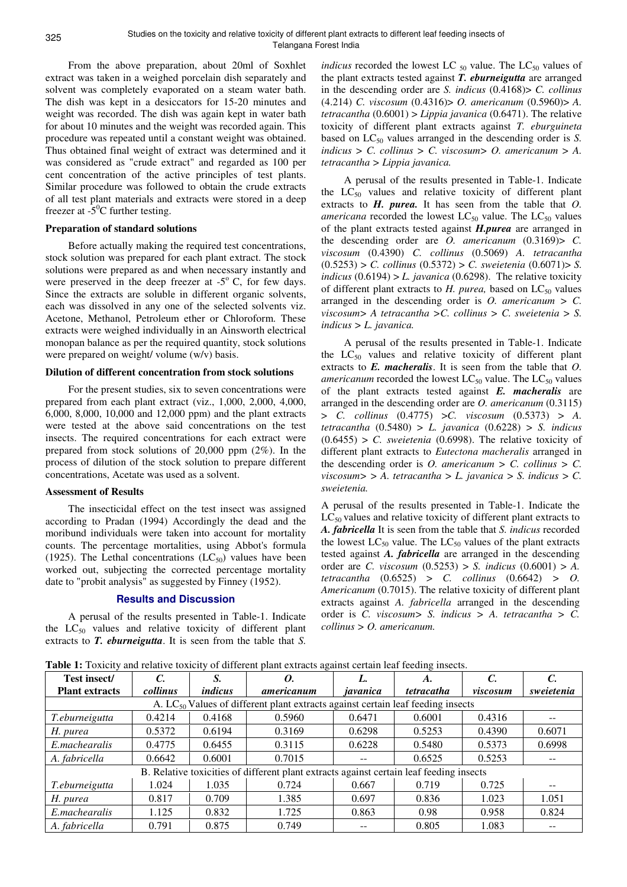From the above preparation, about 20ml of Soxhlet extract was taken in a weighed porcelain dish separately and solvent was completely evaporated on a steam water bath. The dish was kept in a desiccators for 15-20 minutes and weight was recorded. The dish was again kept in water bath for about 10 minutes and the weight was recorded again. This procedure was repeated until a constant weight was obtained. Thus obtained final weight of extract was determined and it was considered as "crude extract" and regarded as 100 per cent concentration of the active principles of test plants. Similar procedure was followed to obtain the crude extracts of all test plant materials and extracts were stored in a deep freezer at -5$^0$C further testing.

### Preparation of standard solutions

Before actually making the required test concentrations, stock solution was prepared for each plant extract. The stock solutions were prepared as and when necessary instantly and were preserved in the deep freezer at -5$^o$ C, for few days. Since the extracts are soluble in different organic solvents, each was dissolved in any one of the selected solvents viz. Acetone, Methanol, Petroleum ether or Chloroform. These extracts were weighed individually in an Ainsworth electrical monopan balance as per the required quantity, stock solutions were prepared on weight/ volume (w/v) basis.

### Dilution of different concentration from stock solutions

For the present studies, six to seven concentrations were prepared from each plant extract (viz., 1,000, 2,000, 4,000, 6,000, 8,000, 10,000 and 12,000 ppm) and the plant extracts were tested at the above said concentrations on the test insects. The required concentrations for each extract were prepared from stock solutions of 20,000 ppm (2%). In the process of dilution of the stock solution to prepare different concentrations, Acetate was used as a solvent.

### Assessment of Results

The insecticidal effect on the test insect was assigned according to Pradan (1994) Accordingly the dead and the moribund individuals were taken into account for mortality counts. The percentage mortalities, using Abbot's formula (1925). The Lethal concentrations ($LC_{50}$) values have been worked out, subjecting the corrected percentage mortality date to "probit analysis" as suggested by Finney (1952).

## Results and Discussion

A perusal of the results presented in Table-1. Indicate the $LC_{50}$ values and relative toxicity of different plant extracts to ***T. eburneigutta***. It is seen from the table that *S. indicus* recorded the lowest LC $_{50}$ value. The $LC_{50}$ values of the plant extracts tested against ***T. eburneigutta*** are arranged in the descending order are *S. indicus* (0.4168)> *C. collinus* (4.214) *C. viscosum* (0.4316)> *O. americanum* (0.5960)> *A. tetracantha* (0.6001) > *Lippia javanica* (0.6471). The relative toxicity of different plant extracts against *T. eburguineta* based on $LC_{50}$ values arranged in the descending order is *S. indicus > C. collinus > C. viscosum> O. americanum > A. tetracantha > Lippia javanica.*

A perusal of the results presented in Table-1. Indicate the $LC_{50}$ values and relative toxicity of different plant extracts to ***H. purea.*** It has seen from the table that *O. americana* recorded the lowest $LC_{50}$ value. The $LC_{50}$ values of the plant extracts tested against ***H.purea*** are arranged in the descending order are *O. americanum* (0.3169)> *C. viscosum* (0.4390) *C. collinus* (0.5069) *A. tetracantha* (0.5253) > *C. collinus* (0.5372) > *C. sweietenia* (0.6071)> *S. indicus* (0.6194) > *L. javanica* (0.6298). The relative toxicity of different plant extracts to *H. purea,* based on $LC_{50}$ values arranged in the descending order is *O. americanum > C. viscosum> A tetracantha >C. collinus > C. sweietenia > S. indicus > L. javanica.*

A perusal of the results presented in Table-1. Indicate the $LC_{50}$ values and relative toxicity of different plant extracts to ***E. macheralis***. It is seen from the table that *O. americanum* recorded the lowest $LC_{50}$ value. The $LC_{50}$ values of the plant extracts tested against ***E. macheralis*** are arranged in the descending order are *O. americanum* (0.3115) > *C. collinus* (0.4775) >*C. viscosum* (0.5373) > *A. tetracantha* (0.5480) > *L. javanica* (0.6228) > *S. indicus* (0.6455) > *C. sweietenia* (0.6998). The relative toxicity of different plant extracts to *Eutectona macheralis* arranged in the descending order is *O. americanum > C. collinus > C. viscosum> > A. tetracantha > L. javanica > S. indicus > C. sweietenia.*

A perusal of the results presented in Table-1. Indicate the $LC_{50}$ values and relative toxicity of different plant extracts to ***A. fabricella*** It is seen from the table that *S. indicus* recorded the lowest $LC_{50}$ value. The $LC_{50}$ values of the plant extracts tested against ***A. fabricella*** are arranged in the descending order are *C. viscosum* (0.5253) > *S. indicus* (0.6001) > *A. tetracantha* (0.6525) > *C. collinus* (0.6642) > *O. Americanum* (0.7015). The relative toxicity of different plant extracts against *A. fabricella* arranged in the descending order is *C. viscosum> S. indicus > A. tetracantha > C. collinus > O. americanum.*

**Table 1:** Toxicity and relative toxicity of different plant extracts against certain leaf feeding insects.

| Test insect/ Plant extracts | *C. collinus* | *S. indicus* | *O. americanum* | *L. javanica* | *A. tetracatha* | *C. viscosum* | *C. sweietenia* |
|---|---|---|---|---|---|---|---|
| A. $LC_{50}$ Values of different plant extracts against certain leaf feeding insects | | | | | | | |
| *T.eburneigutta* | 0.4214 | 0.4168 | 0.5960 | 0.6471 | 0.6001 | 0.4316 | -- |
| *H. purea* | 0.5372 | 0.6194 | 0.3169 | 0.6298 | 0.5253 | 0.4390 | 0.6071 |
| *E.machearalis* | 0.4775 | 0.6455 | 0.3115 | 0.6228 | 0.5480 | 0.5373 | 0.6998 |
| *A. fabricella* | 0.6642 | 0.6001 | 0.7015 | -- | 0.6525 | 0.5253 | -- |
| B. Relative toxicities of different plant extracts against certain leaf feeding insects | | | | | | | |
| *T.eburneigutta* | 1.024 | 1.035 | 0.724 | 0.667 | 0.719 | 0.725 | -- |
| *H. purea* | 0.817 | 0.709 | 1.385 | 0.697 | 0.836 | 1.023 | 1.051 |
| *E.machearalis* | 1.125 | 0.832 | 1.725 | 0.863 | 0.98 | 0.958 | 0.824 |
| *A. fabricella* | 0.791 | 0.875 | 0.749 | -- | 0.805 | 1.083 | -- |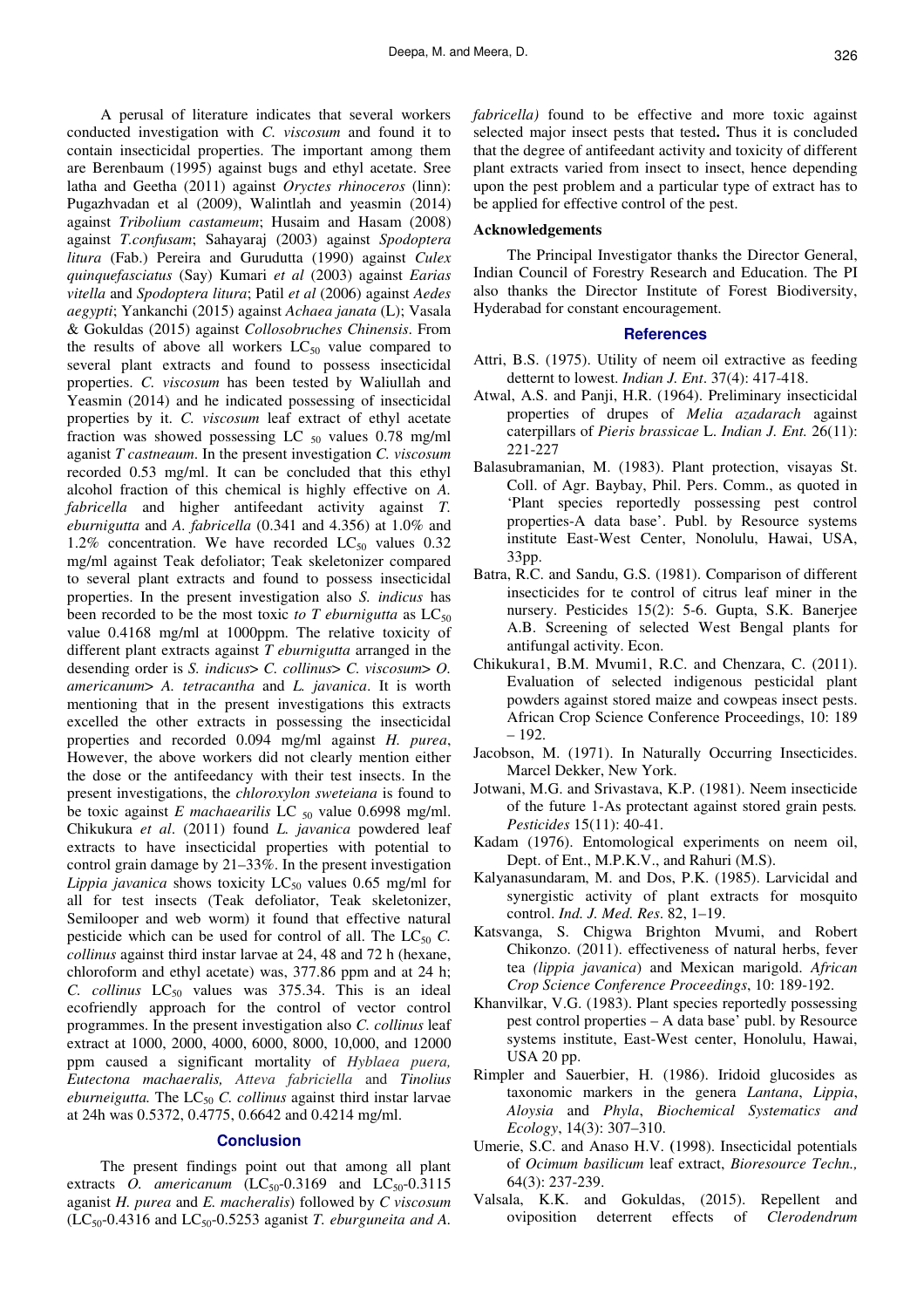A perusal of literature indicates that several workers conducted investigation with *C. viscosum* and found it to contain insecticidal properties. The important among them are Berenbaum (1995) against bugs and ethyl acetate. Sree latha and Geetha (2011) against *Oryctes rhinoceros* (linn): Pugazhvadan et al (2009), Walintlah and yeasmin (2014) against *Tribolium castameum*; Husaim and Hasam (2008) against *T.confusam*; Sahayaraj (2003) against *Spodoptera litura* (Fab.) Pereira and Gurudutta (1990) against *Culex quinquefasciatus* (Say) Kumari *et al* (2003) against *Earias vitella* and *Spodoptera litura*; Patil *et al* (2006) against *Aedes aegypti*; Yankanchi (2015) against *Achaea janata* (L); Vasala & Gokuldas (2015) against *Collosobruches Chinensis*. From the results of above all workers $LC_{50}$ value compared to several plant extracts and found to possess insecticidal properties. *C. viscosum* has been tested by Waliullah and Yeasmin (2014) and he indicated possessing of insecticidal properties by it. *C. viscosum* leaf extract of ethyl acetate fraction was showed possessing LC $_{50}$ values 0.78 mg/ml aganist *T castneaum*. In the present investigation *C. viscosum* recorded 0.53 mg/ml. It can be concluded that this ethyl alcohol fraction of this chemical is highly effective on *A. fabricella* and higher antefeedant activity against *T. eburnigutta* and *A. fabricella* (0.341 and 4.356) at 1.0% and 1.2% concentration. We have recorded $LC_{50}$ values 0.32 mg/ml against Teak defoliator; Teak skeletonizer compared to several plant extracts and found to possess insecticidal properties. In the present investigation also *S. indicus* has been recorded to be the most toxic *to T eburnigutta* as $LC_{50}$ value 0.4168 mg/ml at 1000ppm. The relative toxicity of different plant extracts against *T eburnigutta* arranged in the desending order is *S. indicus*> *C. collinus*> *C. viscosum*> *O. americanum*> *A. tetracantha* and *L. javanica*. It is worth mentioning that in the present investigations this extracts excelled the other extracts in possessing the insecticidal properties and recorded 0.094 mg/ml against *H. purea*, However, the above workers did not clearly mention either the dose or the antifeedancy with their test insects. In the present investigations, the *chloroxylon sweteiana* is found to be toxic against *E machaearilis* LC $_{50}$ value 0.6998 mg/ml. Chikukura *et al*. (2011) found *L. javanica* powdered leaf extracts to have insecticidal properties with potential to control grain damage by 21–33%. In the present investigation *Lippia javanica* shows toxicity $LC_{50}$ values 0.65 mg/ml for all for test insects (Teak defoliator, Teak skeletonizer, Semilooper and web worm) it found that effective natural pesticide which can be used for control of all. The $LC_{50}$ *C. collinus* against third instar larvae at 24, 48 and 72 h (hexane, chloroform and ethyl acetate) was, 377.86 ppm and at 24 h; *C. collinus* $LC_{50}$ values was 375.34. This is an ideal ecofriendly approach for the control of vector control programmes. In the present investigation also *C. collinus* leaf extract at 1000, 2000, 4000, 6000, 8000, 10,000, and 12000 ppm caused a significant mortality of *Hyblaea puera, Eutectona machaeralis, Atteva fabriciella* and *Tinolius eburneigutta.* The $LC_{50}$ *C. collinus* against third instar larvae at 24h was 0.5372, 0.4775, 0.6642 and 0.4214 mg/ml.

## Conclusion

The present findings point out that among all plant extracts *O. americanum* ($LC_{50}$-0.3169 and $LC_{50}$-0.3115 against *H. purea* and *E. macheralis*) followed by *C viscosum* ($LC_{50}$-0.4316 and $LC_{50}$-0.5253 against *T. eburguneita and A. fabricella)* found to be effective and more toxic against selected major insect pests that tested**.** Thus it is concluded that the degree of antifeedant activity and toxicity of different plant extracts varied from insect to insect, hence depending upon the pest problem and a particular type of extract has to be applied for effective control of the pest.

### Acknowledgements

The Principal Investigator thanks the Director General, Indian Council of Forestry Research and Education. The PI also thanks the Director Institute of Forest Biodiversity, Hyderabad for constant encouragement.

## References

Attri, B.S. (1975). Utility of neem oil extractive as feeding detternt to lowest. *Indian J. Ent*. 37(4): 417-418.

Atwal, A.S. and Panji, H.R. (1964). Preliminary insecticidal properties of drupes of *Melia azadarach* against caterpillars of *Pieris brassicae* L. *Indian J. Ent.* 26(11): 221-227

Balasubramanian, M. (1983). Plant protection, visayas St. Coll. of Agr. Baybay, Phil. Pers. Comm., as quoted in 'Plant species reportedly possessing pest control properties-A data base'. Publ. by Resource systems institute East-West Center, Nonolulu, Hawai, USA, 33pp.

Batra, R.C. and Sandu, G.S. (1981). Comparison of different insecticides for te control of citrus leaf miner in the nursery. Pesticides 15(2): 5-6. Gupta, S.K. Banerjee A.B. Screening of selected West Bengal plants for antifungal activity. Econ.

Chikukura1, B.M. Mvumi1, R.C. and Chenzara, C. (2011). Evaluation of selected indigenous pesticidal plant powders against stored maize and cowpeas insect pests. African Crop Science Conference Proceedings, 10: 189 – 192.

Jacobson, M. (1971). In Naturally Occurring Insecticides. Marcel Dekker, New York.

Jotwani, M.G. and Srivastava, K.P. (1981). Neem insecticide of the future 1-As protectant against stored grain pests*. Pesticides* 15(11): 40-41.

Kadam (1976). Entomological experiments on neem oil, Dept. of Ent., M.P.K.V., and Rahuri (M.S).

Kalyanasundaram, M. and Dos, P.K. (1985). Larvicidal and synergistic activity of plant extracts for mosquito control. *Ind. J. Med. Res*. 82, 1–19.

Katsvanga, S. Chigwa Brighton Mvumi, and Robert Chikonzo. (2011). effectiveness of natural herbs, fever tea *(lippia javanica*) and Mexican marigold. *African Crop Science Conference Proceedings*, 10: 189-192.

Khanvilkar, V.G. (1983). Plant species reportedly possessing pest control properties – A data base' publ. by Resource systems institute, East-West center, Honolulu, Hawai, USA 20 pp.

Rimpler and Sauerbier, H. (1986). Iridoid glucosides as taxonomic markers in the genera *Lantana*, *Lippia*, *Aloysia* and *Phyla*, *Biochemical Systematics and Ecology*, 14(3): 307–310.

Umerie, S.C. and Anaso H.V. (1998). Insecticidal potentials of *Ocimum basilicum* leaf extract, *Bioresource Techn.,* 64(3): 237-239.

Valsala, K.K. and Gokuldas, (2015). Repellent and oviposition deterrent effects of *Clerodendrum*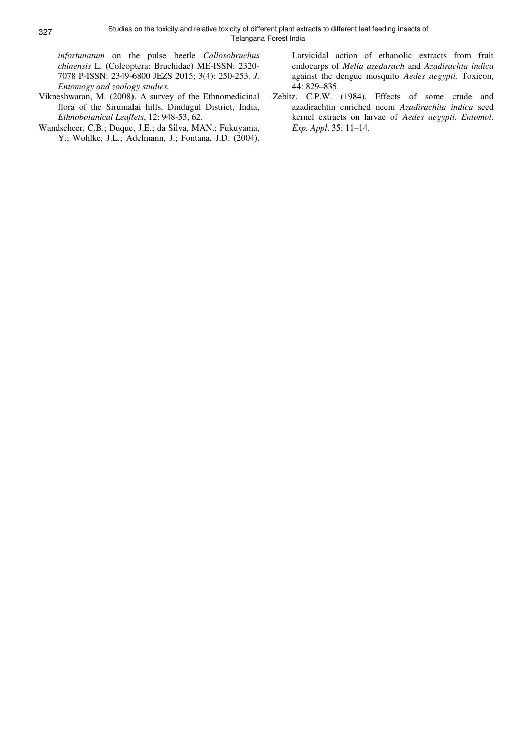*infortunatum* on the pulse beetle *Callosobruchus chinensis* L. (Coleoptera: Bruchidae) ME-ISSN: 2320-7078 P-ISSN: 2349-6800 JEZS 2015; 3(4): 250-253. *J. Entomogy and zoology studies.*

Vikneshwaran, M. (2008). A survey of the Ethnomedicinal flora of the Sirumalai hills, Dindugul District, India, *Ethnobotanical Leaflets*, 12: 948-53, 62.

Wandscheer, C.B.; Duque, J.E.; da Silva, MAN.; Fukuyama, Y.; Wohlke, J.L.; Adelmann, J.; Fontana, J.D. (2004). Larvicidal action of ethanolic extracts from fruit endocarps of *Melia azedarach* and *Azadirachta indica* against the dengue mosquito *Aedes aegypti.* Toxicon, 44: 829–835.

Zebitz, C.P.W. (1984). Effects of some crude and azadirachtin enriched neem *Azadirachita indica* seed kernel extracts on larvae of *Aedes aegypti*. *Entomol. Exp. Appl*. 35: 11–14.